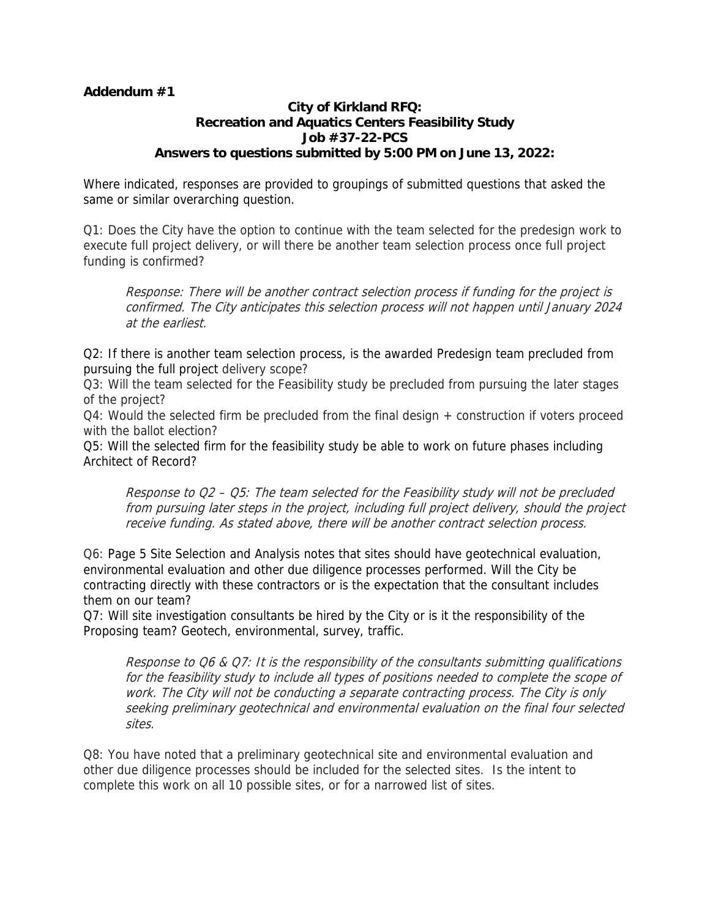**Addendum #1**

**City of Kirkland RFQ:**
**Recreation and Aquatics Centers Feasibility Study**
**Job #37-22-PCS**
**Answers to questions submitted by 5:00 PM on June 13, 2022:**

Where indicated, responses are provided to groupings of submitted questions that asked the same or similar overarching question.

Q1: Does the City have the option to continue with the team selected for the predesign work to execute full project delivery, or will there be another team selection process once full project funding is confirmed?

> *Response: There will be another contract selection process if funding for the project is confirmed. The City anticipates this selection process will not happen until January 2024 at the earliest.*

Q2: If there is another team selection process, is the awarded Predesign team precluded from pursuing the full project delivery scope?
Q3: Will the team selected for the Feasibility study be precluded from pursuing the later stages of the project?
Q4: Would the selected firm be precluded from the final design + construction if voters proceed with the ballot election?
Q5: Will the selected firm for the feasibility study be able to work on future phases including Architect of Record?

> *Response to Q2 – Q5: The team selected for the Feasibility study will not be precluded from pursuing later steps in the project, including full project delivery, should the project receive funding. As stated above, there will be another contract selection process.*

Q6: Page 5 Site Selection and Analysis notes that sites should have geotechnical evaluation, environmental evaluation and other due diligence processes performed. Will the City be contracting directly with these contractors or is the expectation that the consultant includes them on our team?
Q7: Will site investigation consultants be hired by the City or is it the responsibility of the Proposing team? Geotech, environmental, survey, traffic.

> *Response to Q6 & Q7: It is the responsibility of the consultants submitting qualifications for the feasibility study to include all types of positions needed to complete the scope of work. The City will not be conducting a separate contracting process. The City is only seeking preliminary geotechnical and environmental evaluation on the final four selected sites.*

Q8: You have noted that a preliminary geotechnical site and environmental evaluation and other due diligence processes should be included for the selected sites. Is the intent to complete this work on all 10 possible sites, or for a narrowed list of sites.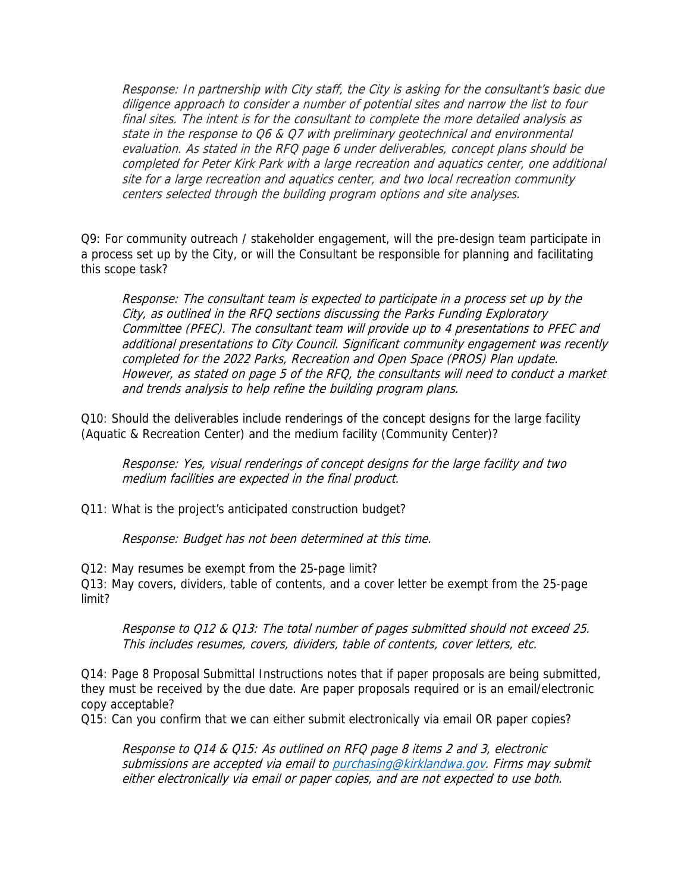*Response: In partnership with City staff, the City is asking for the consultant's basic due diligence approach to consider a number of potential sites and narrow the list to four final sites. The intent is for the consultant to complete the more detailed analysis as state in the response to Q6 & Q7 with preliminary geotechnical and environmental evaluation. As stated in the RFQ page 6 under deliverables, concept plans should be completed for Peter Kirk Park with a large recreation and aquatics center, one additional site for a large recreation and aquatics center, and two local recreation community centers selected through the building program options and site analyses.*

Q9: For community outreach / stakeholder engagement, will the pre-design team participate in a process set up by the City, or will the Consultant be responsible for planning and facilitating this scope task?

*Response: The consultant team is expected to participate in a process set up by the City, as outlined in the RFQ sections discussing the Parks Funding Exploratory Committee (PFEC). The consultant team will provide up to 4 presentations to PFEC and additional presentations to City Council. Significant community engagement was recently completed for the 2022 Parks, Recreation and Open Space (PROS) Plan update. However, as stated on page 5 of the RFQ, the consultants will need to conduct a market and trends analysis to help refine the building program plans.*

Q10: Should the deliverables include renderings of the concept designs for the large facility (Aquatic & Recreation Center) and the medium facility (Community Center)?

*Response: Yes, visual renderings of concept designs for the large facility and two medium facilities are expected in the final product.*

Q11: What is the project's anticipated construction budget?

*Response: Budget has not been determined at this time.*

Q12: May resumes be exempt from the 25-page limit?

Q13: May covers, dividers, table of contents, and a cover letter be exempt from the 25-page limit?

*Response to Q12 & Q13: The total number of pages submitted should not exceed 25. This includes resumes, covers, dividers, table of contents, cover letters, etc.*

Q14: Page 8 Proposal Submittal Instructions notes that if paper proposals are being submitted, they must be received by the due date. Are paper proposals required or is an email/electronic copy acceptable?

Q15: Can you confirm that we can either submit electronically via email OR paper copies?

*Response to Q14 & Q15: As outlined on RFQ page 8 items 2 and 3, electronic submissions are accepted via email to [purchasing@kirklandwa.gov](mailto:purchasing@kirklandwa.gov). Firms may submit either electronically via email or paper copies, and are not expected to use both.*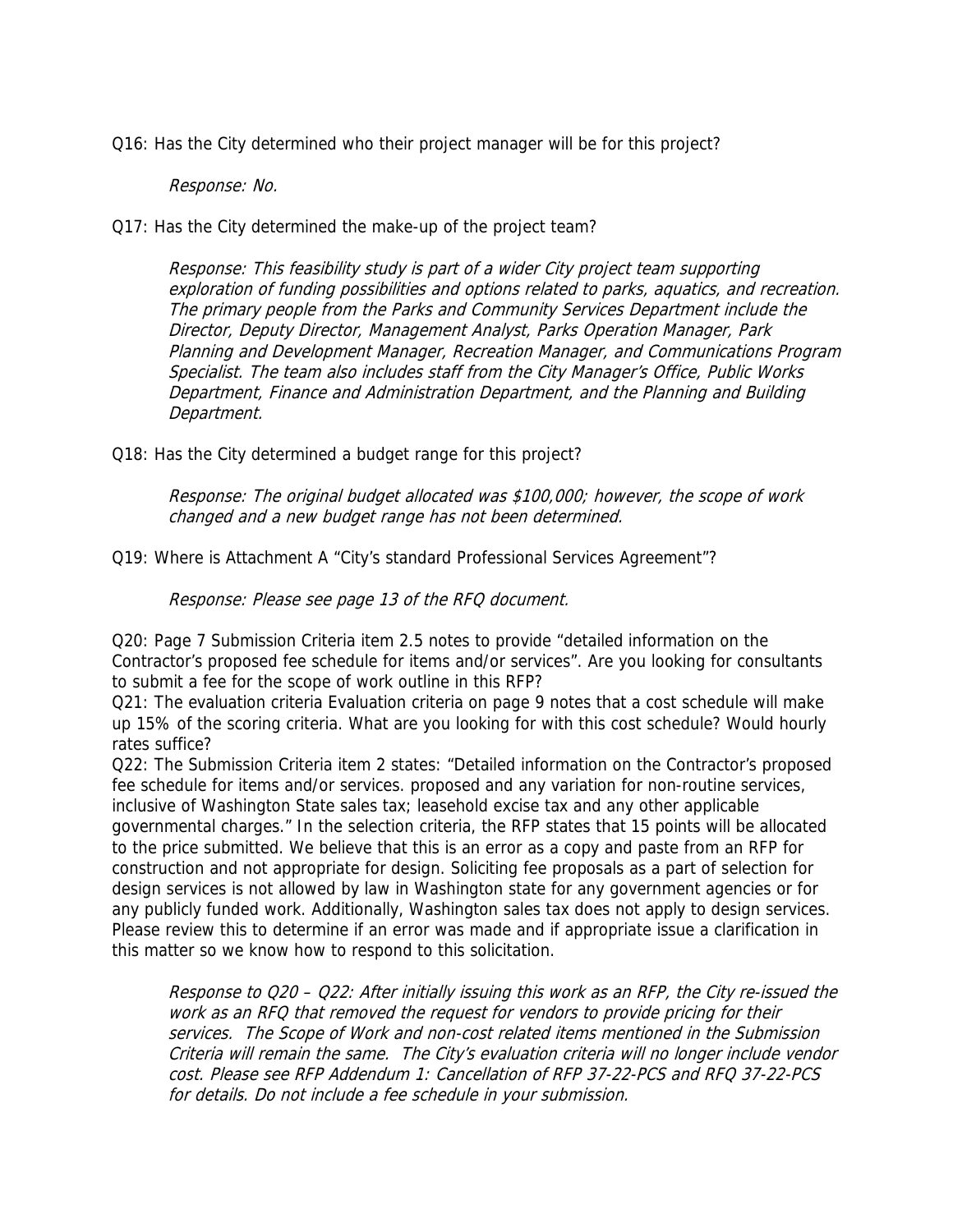Q16: Has the City determined who their project manager will be for this project?

*Response: No.*

Q17: Has the City determined the make-up of the project team?

*Response: This feasibility study is part of a wider City project team supporting exploration of funding possibilities and options related to parks, aquatics, and recreation. The primary people from the Parks and Community Services Department include the Director, Deputy Director, Management Analyst, Parks Operation Manager, Park Planning and Development Manager, Recreation Manager, and Communications Program Specialist. The team also includes staff from the City Manager's Office, Public Works Department, Finance and Administration Department, and the Planning and Building Department.*

Q18: Has the City determined a budget range for this project?

*Response: The original budget allocated was $100,000; however, the scope of work changed and a new budget range has not been determined.*

Q19: Where is Attachment A "City's standard Professional Services Agreement"?

*Response: Please see page 13 of the RFQ document.*

Q20: Page 7 Submission Criteria item 2.5 notes to provide "detailed information on the Contractor's proposed fee schedule for items and/or services". Are you looking for consultants to submit a fee for the scope of work outline in this RFP?

Q21: The evaluation criteria Evaluation criteria on page 9 notes that a cost schedule will make up 15% of the scoring criteria. What are you looking for with this cost schedule? Would hourly rates suffice?

Q22: The Submission Criteria item 2 states: "Detailed information on the Contractor's proposed fee schedule for items and/or services. proposed and any variation for non-routine services, inclusive of Washington State sales tax; leasehold excise tax and any other applicable governmental charges." In the selection criteria, the RFP states that 15 points will be allocated to the price submitted. We believe that this is an error as a copy and paste from an RFP for construction and not appropriate for design. Soliciting fee proposals as a part of selection for design services is not allowed by law in Washington state for any government agencies or for any publicly funded work. Additionally, Washington sales tax does not apply to design services. Please review this to determine if an error was made and if appropriate issue a clarification in this matter so we know how to respond to this solicitation.

*Response to Q20 – Q22: After initially issuing this work as an RFP, the City re-issued the work as an RFQ that removed the request for vendors to provide pricing for their services. The Scope of Work and non-cost related items mentioned in the Submission Criteria will remain the same. The City's evaluation criteria will no longer include vendor cost. Please see RFP Addendum 1: Cancellation of RFP 37-22-PCS and RFQ 37-22-PCS for details. Do not include a fee schedule in your submission.*